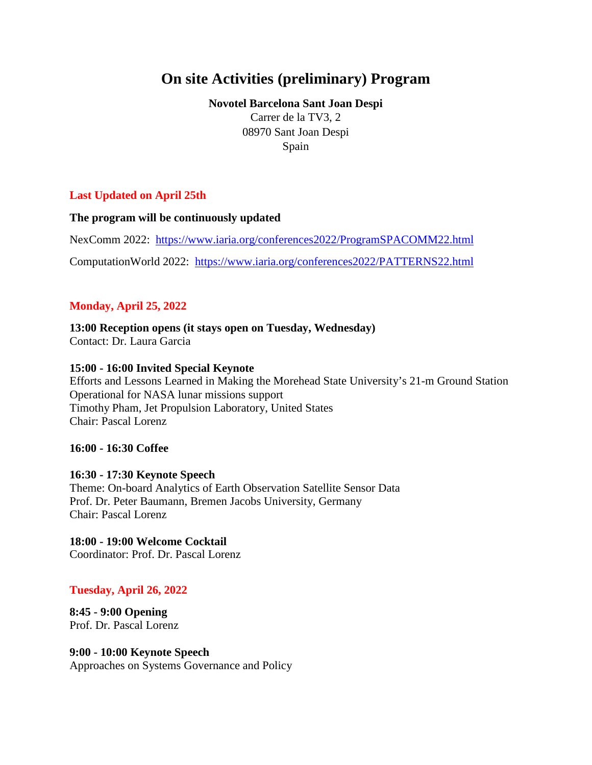# On site Activities (preliminary) Program

**Novotel Barcelona Sant Joan Despi**
Carrer de la TV3, 2
08970 Sant Joan Despi
Spain

**Last Updated on April 25th**

**The program will be continuously updated**

NexComm 2022: [https://www.iaria.org/conferences2022/ProgramSPACOMM22.html](https://www.iaria.org/conferences2022/ProgramSPACOMM22.html)

ComputationWorld 2022: [https://www.iaria.org/conferences2022/PATTERNS22.html](https://www.iaria.org/conferences2022/PATTERNS22.html)

## Monday, April 25, 2022

**13:00 Reception opens (it stays open on Tuesday, Wednesday)**
Contact: Dr. Laura Garcia

**15:00 - 16:00 Invited Special Keynote**
Efforts and Lessons Learned in Making the Morehead State University's 21-m Ground Station Operational for NASA lunar missions support
Timothy Pham, Jet Propulsion Laboratory, United States
Chair: Pascal Lorenz

**16:00 - 16:30 Coffee**

**16:30 - 17:30 Keynote Speech**
Theme: On-board Analytics of Earth Observation Satellite Sensor Data
Prof. Dr. Peter Baumann, Bremen Jacobs University, Germany
Chair: Pascal Lorenz

**18:00 - 19:00 Welcome Cocktail**
Coordinator: Prof. Dr. Pascal Lorenz

## Tuesday, April 26, 2022

**8:45 - 9:00 Opening**
Prof. Dr. Pascal Lorenz

**9:00 - 10:00 Keynote Speech**
Approaches on Systems Governance and Policy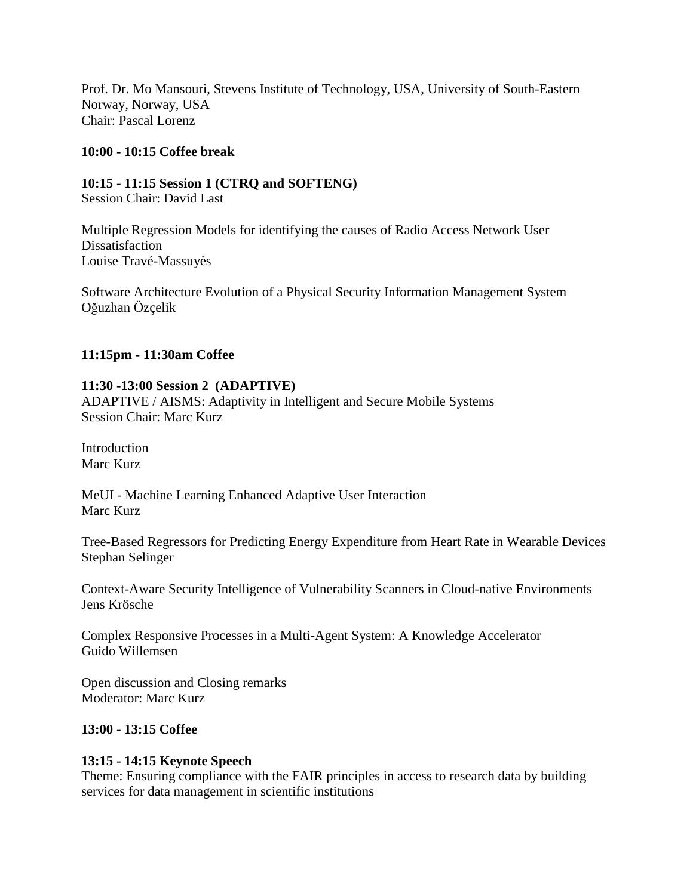Prof. Dr. Mo Mansouri, Stevens Institute of Technology, USA, University of South-Eastern Norway, Norway, USA
Chair: Pascal Lorenz

**10:00 - 10:15 Coffee break**

**10:15 - 11:15 Session 1 (CTRQ and SOFTENG)**
Session Chair: David Last

Multiple Regression Models for identifying the causes of Radio Access Network User Dissatisfaction
Louise Travé-Massuyès

Software Architecture Evolution of a Physical Security Information Management System
Oğuzhan Özçelik

**11:15pm - 11:30am Coffee**

**11:30 -13:00 Session 2 (ADAPTIVE)**
ADAPTIVE / AISMS: Adaptivity in Intelligent and Secure Mobile Systems
Session Chair: Marc Kurz

Introduction
Marc Kurz

MeUI - Machine Learning Enhanced Adaptive User Interaction
Marc Kurz

Tree-Based Regressors for Predicting Energy Expenditure from Heart Rate in Wearable Devices
Stephan Selinger

Context-Aware Security Intelligence of Vulnerability Scanners in Cloud-native Environments
Jens Krösche

Complex Responsive Processes in a Multi-Agent System: A Knowledge Accelerator
Guido Willemsen

Open discussion and Closing remarks
Moderator: Marc Kurz

**13:00 - 13:15 Coffee**

**13:15 - 14:15 Keynote Speech**
Theme: Ensuring compliance with the FAIR principles in access to research data by building services for data management in scientific institutions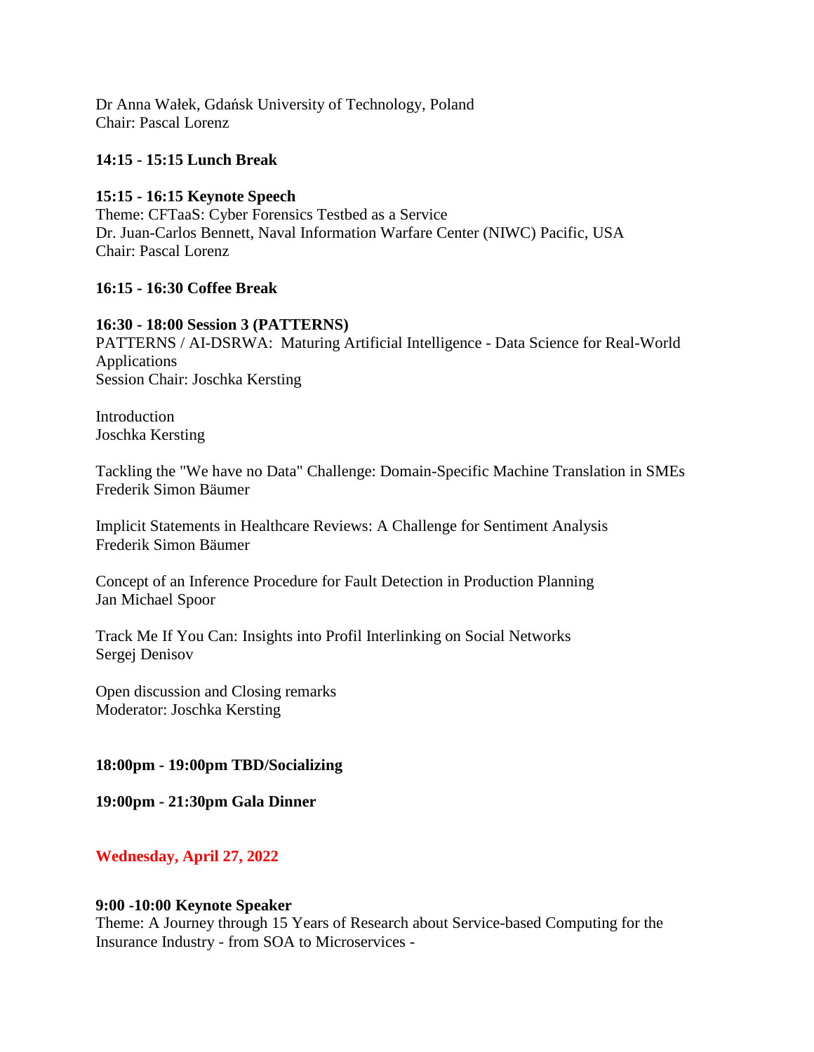Dr Anna Wałek, Gdańsk University of Technology, Poland
Chair: Pascal Lorenz

**14:15 - 15:15 Lunch Break**

**15:15 - 16:15 Keynote Speech**
Theme: CFTaaS: Cyber Forensics Testbed as a Service
Dr. Juan-Carlos Bennett, Naval Information Warfare Center (NIWC) Pacific, USA
Chair: Pascal Lorenz

**16:15 - 16:30 Coffee Break**

**16:30 - 18:00 Session 3 (PATTERNS)**
PATTERNS / AI-DSRWA: Maturing Artificial Intelligence - Data Science for Real-World Applications
Session Chair: Joschka Kersting

Introduction
Joschka Kersting

Tackling the "We have no Data" Challenge: Domain-Specific Machine Translation in SMEs
Frederik Simon Bäumer

Implicit Statements in Healthcare Reviews: A Challenge for Sentiment Analysis
Frederik Simon Bäumer

Concept of an Inference Procedure for Fault Detection in Production Planning
Jan Michael Spoor

Track Me If You Can: Insights into Profil Interlinking on Social Networks
Sergej Denisov

Open discussion and Closing remarks
Moderator: Joschka Kersting

**18:00pm - 19:00pm TBD/Socializing**

**19:00pm - 21:30pm Gala Dinner**

## Wednesday, April 27, 2022

**9:00 -10:00 Keynote Speaker**
Theme: A Journey through 15 Years of Research about Service-based Computing for the Insurance Industry - from SOA to Microservices -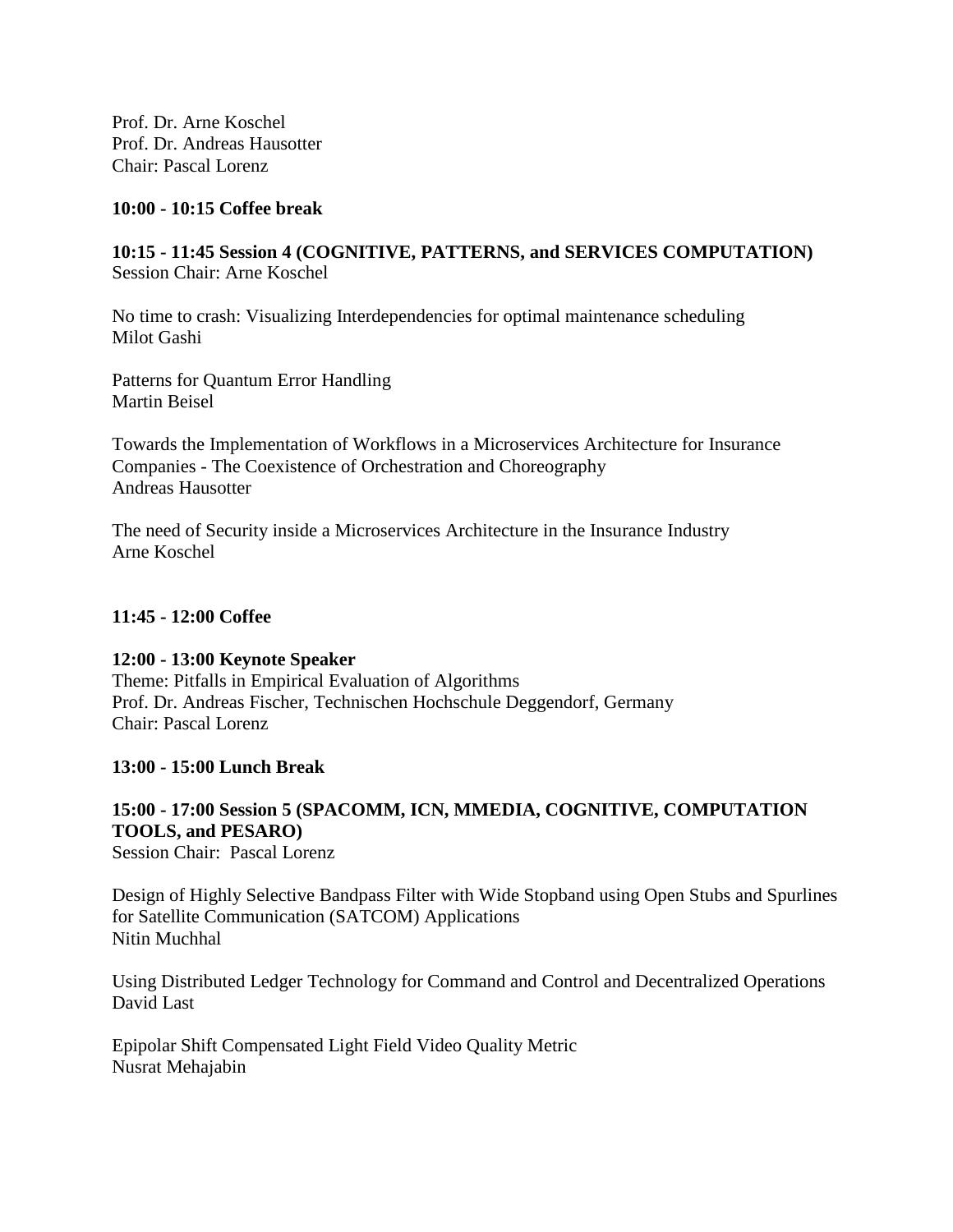Prof. Dr. Arne Koschel
Prof. Dr. Andreas Hausotter
Chair: Pascal Lorenz

**10:00 - 10:15 Coffee break**

**10:15 - 11:45 Session 4 (COGNITIVE, PATTERNS, and SERVICES COMPUTATION)**
Session Chair: Arne Koschel

No time to crash: Visualizing Interdependencies for optimal maintenance scheduling
Milot Gashi

Patterns for Quantum Error Handling
Martin Beisel

Towards the Implementation of Workflows in a Microservices Architecture for Insurance Companies - The Coexistence of Orchestration and Choreography
Andreas Hausotter

The need of Security inside a Microservices Architecture in the Insurance Industry
Arne Koschel

**11:45 - 12:00 Coffee**

**12:00 - 13:00 Keynote Speaker**
Theme: Pitfalls in Empirical Evaluation of Algorithms
Prof. Dr. Andreas Fischer, Technischen Hochschule Deggendorf, Germany
Chair: Pascal Lorenz

**13:00 - 15:00 Lunch Break**

**15:00 - 17:00 Session 5 (SPACOMM, ICN, MMEDIA, COGNITIVE, COMPUTATION TOOLS, and PESARO)**
Session Chair: Pascal Lorenz

Design of Highly Selective Bandpass Filter with Wide Stopband using Open Stubs and Spurlines for Satellite Communication (SATCOM) Applications
Nitin Muchhal

Using Distributed Ledger Technology for Command and Control and Decentralized Operations
David Last

Epipolar Shift Compensated Light Field Video Quality Metric
Nusrat Mehajabin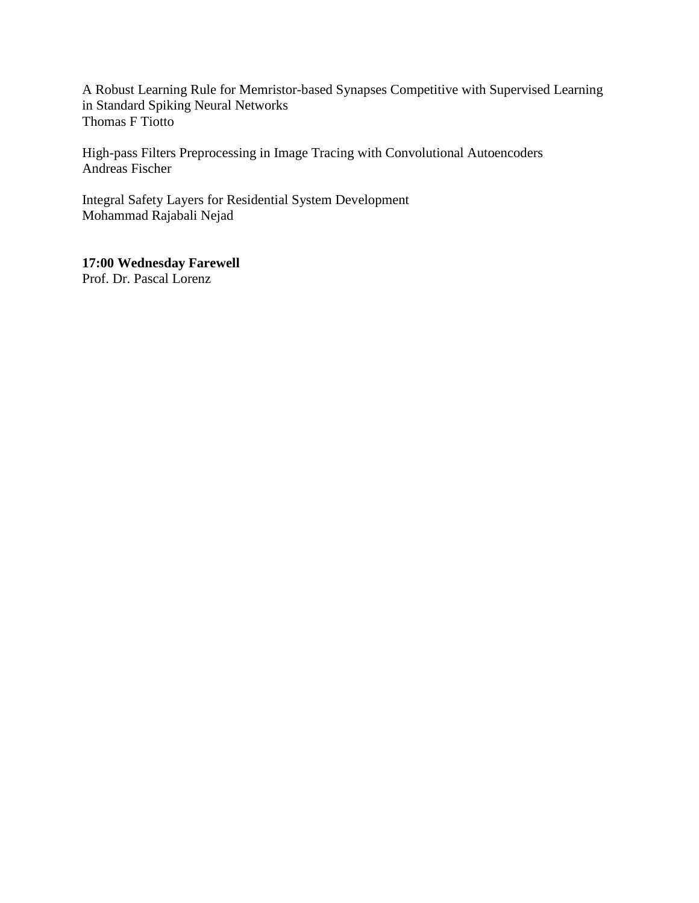A Robust Learning Rule for Memristor-based Synapses Competitive with Supervised Learning in Standard Spiking Neural Networks
Thomas F Tiotto

High-pass Filters Preprocessing in Image Tracing with Convolutional Autoencoders
Andreas Fischer

Integral Safety Layers for Residential System Development
Mohammad Rajabali Nejad

**17:00 Wednesday Farewell**
Prof. Dr. Pascal Lorenz